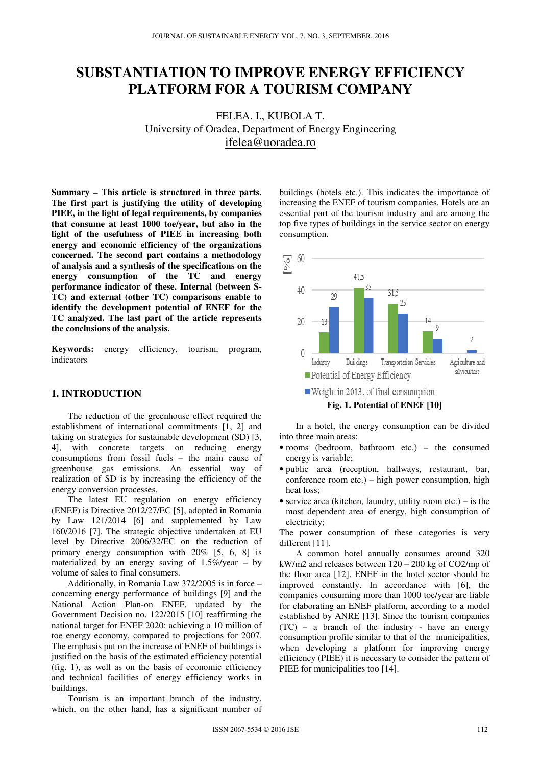# SUBSTANTIATION TO IMPROVE ENERGY EFFICIENCY PLATFORM FOR A TOURISM COMPANY

FELEA. I., KUBOLA T.
University of Oradea, Department of Energy Engineering
ifelea@uoradea.ro

**Summary – This article is structured in three parts. The first part is justifying the utility of developing PIEE, in the light of legal requirements, by companies that consume at least 1000 toe/year, but also in the light of the usefulness of PIEE in increasing both energy and economic efficiency of the organizations concerned. The second part contains a methodology of analysis and a synthesis of the specifications on the energy consumption of the TC and energy performance indicator of these. Internal (between S-TC) and external (other TC) comparisons enable to identify the development potential of ENEF for the TC analyzed. The last part of the article represents the conclusions of the analysis.**

**Keywords:** energy efficiency, tourism, program, indicators

## 1. INTRODUCTION

The reduction of the greenhouse effect required the establishment of international commitments [1, 2] and taking on strategies for sustainable development (SD) [3, 4], with concrete targets on reducing energy consumptions from fossil fuels – the main cause of greenhouse gas emissions. An essential way of realization of SD is by increasing the efficiency of the energy conversion processes.

The latest EU regulation on energy efficiency (ENEF) is Directive 2012/27/EC [5], adopted in Romania by Law 121/2014 [6] and supplemented by Law 160/2016 [7]. The strategic objective undertaken at EU level by Directive 2006/32/EC on the reduction of primary energy consumption with 20% [5, 6, 8] is materialized by an energy saving of 1.5%/year – by volume of sales to final consumers.

Additionally, in Romania Law 372/2005 is in force – concerning energy performance of buildings [9] and the National Action Plan-on ENEF, updated by the Government Decision no. 122/2015 [10] reaffirming the national target for ENEF 2020: achieving a 10 million of toe energy economy, compared to projections for 2007. The emphasis put on the increase of ENEF of buildings is justified on the basis of the estimated efficiency potential (fig. 1), as well as on the basis of economic efficiency and technical facilities of energy efficiency works in buildings.

Tourism is an important branch of the industry, which, on the other hand, has a significant number of buildings (hotels etc.). This indicates the importance of increasing the ENEF of tourism companies. Hotels are an essential part of the tourism industry and are among the top five types of buildings in the service sector on energy consumption.

| [%] | Industry | Buildings | Transportation | Servicies | Agriculture and silviculture |
|---|---|---|---|---|---|
| Potential of Energy Efficiency | 13 | 41,5 | 31,5 | 14 | |
| Weight in 2013, of final consumption | 29 | 35 | 25 | 9 | 2 |

**Fig. 1. Potential of ENEF [10]**

In a hotel, the energy consumption can be divided into three main areas:

- rooms (bedroom, bathroom etc.) – the consumed energy is variable;
- public area (reception, hallways, restaurant, bar, conference room etc.) – high power consumption, high heat loss;
- service area (kitchen, laundry, utility room etc.) – is the most dependent area of energy, high consumption of electricity;

The power consumption of these categories is very different [11].

A common hotel annually consumes around 320 kW/m2 and releases between 120 – 200 kg of CO2/mp of the floor area [12]. ENEF in the hotel sector should be improved constantly. In accordance with [6], the companies consuming more than 1000 toe/year are liable for elaborating an ENEF platform, according to a model established by ANRE [13]. Since the tourism companies (TC) – a branch of the industry - have an energy consumption profile similar to that of the municipalities, when developing a platform for improving energy efficiency (PIEE) it is necessary to consider the pattern of PIEE for municipalities too [14].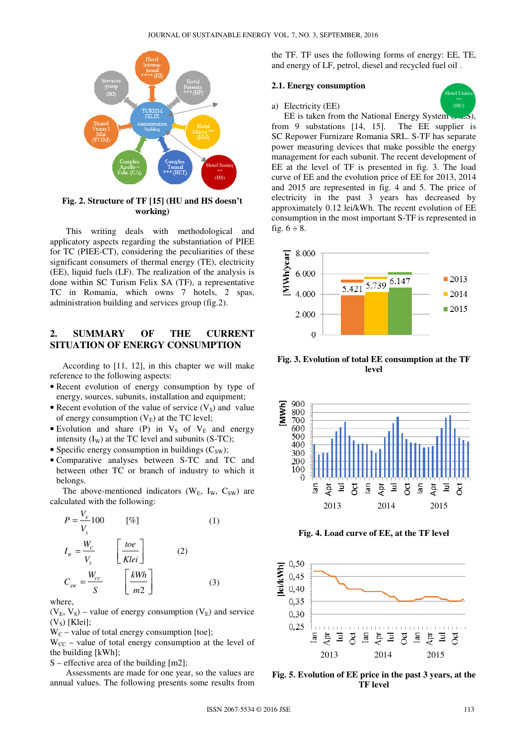Fig. 2. Structure of TF [15] (HU and HS doesn't working)

This writing deals with methodological and applicatory aspects regarding the substantiation of PIEE for TC (PIEE-CT), considering the peculiarities of these significant consumers of thermal energy (TE), electricity (EE), liquid fuels (LF). The realization of the analysis is done within SC Turism Felix SA (TF), a representative TC in Romania, which owns 7 hotels, 2 spas, administration building and services group (fig.2).

## 2. SUMMARY OF THE CURRENT SITUATION OF ENERGY CONSUMPTION

According to [11, 12], in this chapter we will make reference to the following aspects:

- Recent evolution of energy consumption by type of energy, sources, subunits, installation and equipment;
- Recent evolution of the value of service ($V_S$) and value of energy consumption ($V_E$) at the TC level;
- Evolution and share (P) in $V_S$ of $V_E$ and energy intensity ($I_W$) at the TC level and subunits (S-TC);
- Specific energy consumption in buildings ($C_{SW}$);
- Comparative analyses between S-TC and TC and between other TC or branch of industry to which it belongs.

The above-mentioned indicators ($W_E$, $I_W$, $C_{SW}$) are calculated with the following:

$$P = \frac{V_E}{V_s} 100 \quad [\%] \tag{1}$$

$$I_w = \frac{W_C}{V_s} \quad \left[\frac{toe}{Klei}\right] \tag{2}$$

$$C_{sw} = \frac{W_{CC}}{S} \quad \left[\frac{kWh}{m2}\right] \tag{3}$$

where,

($V_E$, $V_S$) – value of energy consumption ($V_E$) and service ($V_S$) [Klei];

$W_C$ – value of total energy consumption [toe];

$W_{CC}$ – value of total energy consumption at the level of the building [kWh];

S – effective area of the building [m2];

Assessments are made for one year, so the values are annual values. The following presents some results from the TF. TF uses the following forms of energy: EE, TE, and energy of LF, petrol, diesel and recycled fuel oil .

### 2.1. Energy consumption

a) Electricity (EE)

EE is taken from the National Energy System (NES), from 9 substations [14, 15]. The EE supplier is SC Repower Furnizare Romania SRL. S-TF has separate power measuring devices that make possible the energy management for each subunit. The recent development of EE at the level of TF is presented in fig. 3. The load curve of EE and the evolution price of EE for 2013, 2014 and 2015 are represented in fig. 4 and 5. The price of electricity in the past 3 years has decreased by approximately 0.12 lei/kWh. The recent evolution of EE consumption in the most important S-TF is represented in fig. 6 ÷ 8.

Fig. 3. Evolution of total EE consumption at the TF level

Fig. 4. Load curve of EE, at the TF level

Fig. 5. Evolution of EE price in the past 3 years, at the TF level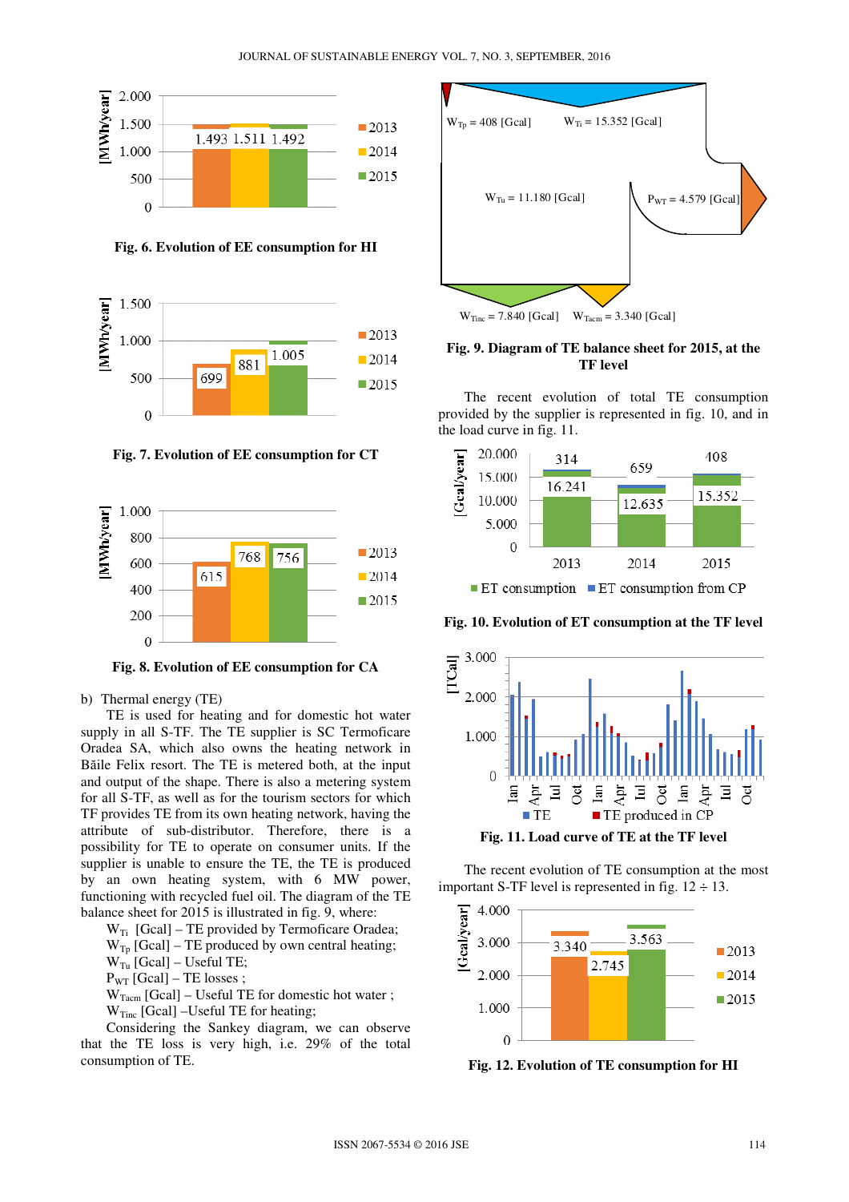Fig. 6. Evolution of EE consumption for HI

Fig. 7. Evolution of EE consumption for CT

Fig. 8. Evolution of EE consumption for CA

b) Thermal energy (TE)

TE is used for heating and for domestic hot water supply in all S-TF. The TE supplier is SC Termoficare Oradea SA, which also owns the heating network in Băile Felix resort. The TE is metered both, at the input and output of the shape. There is also a metering system for all S-TF, as well as for the tourism sectors for which TF provides TE from its own heating network, having the attribute of sub-distributor. Therefore, there is a possibility for TE to operate on consumer units. If the supplier is unable to ensure the TE, the TE is produced by an own heating system, with 6 MW power, functioning with recycled fuel oil. The diagram of the TE balance sheet for 2015 is illustrated in fig. 9, where:

$W_{Ti}$ [Gcal] – TE provided by Termoficare Oradea;
$W_{Tp}$ [Gcal] – TE produced by own central heating;
$W_{Tu}$ [Gcal] – Useful TE;
$P_{WT}$ [Gcal] – TE losses ;
$W_{Tacm}$ [Gcal] – Useful TE for domestic hot water ;
$W_{Tinc}$ [Gcal] –Useful TE for heating;

Considering the Sankey diagram, we can observe that the TE loss is very high, i.e. 29% of the total consumption of TE.

Fig. 9. Diagram of TE balance sheet for 2015, at the TF level

The recent evolution of total TE consumption provided by the supplier is represented in fig. 10, and in the load curve in fig. 11.

Fig. 10. Evolution of ET consumption at the TF level

Fig. 11. Load curve of TE at the TF level

The recent evolution of TE consumption at the most important S-TF level is represented in fig. 12 ÷ 13.

Fig. 12. Evolution of TE consumption for HI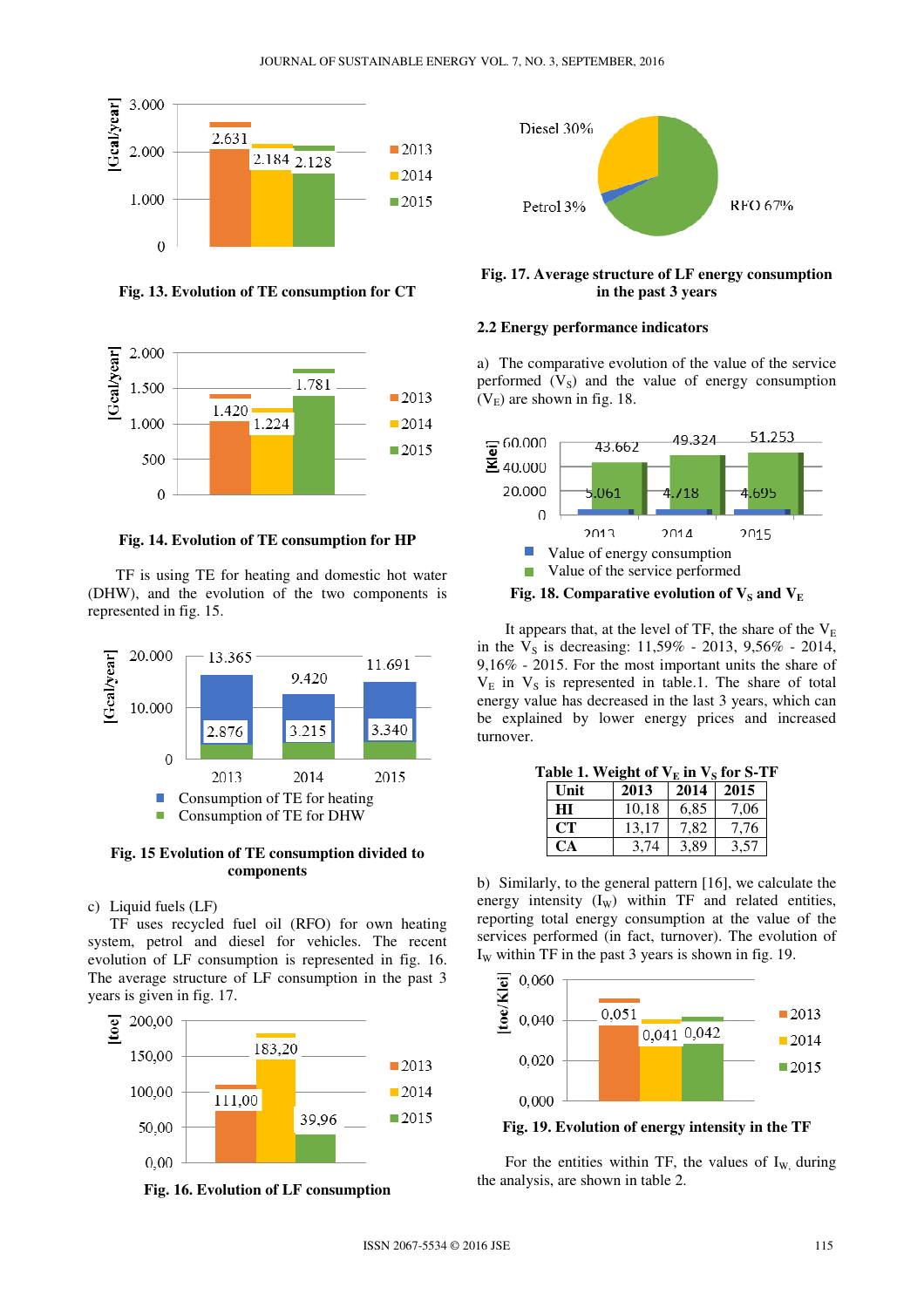Fig. 13. Evolution of TE consumption for CT

Fig. 14. Evolution of TE consumption for HP

TF is using TE for heating and domestic hot water (DHW), and the evolution of the two components is represented in fig. 15.

Fig. 15 Evolution of TE consumption divided to components

c) Liquid fuels (LF)

TF uses recycled fuel oil (RFO) for own heating system, petrol and diesel for vehicles. The recent evolution of LF consumption is represented in fig. 16. The average structure of LF consumption in the past 3 years is given in fig. 17.

Fig. 16. Evolution of LF consumption

Fig. 17. Average structure of LF energy consumption in the past 3 years

### 2.2 Energy performance indicators

a) The comparative evolution of the value of the service performed ($V_S$) and the value of energy consumption ($V_E$) are shown in fig. 18.

Fig. 18. Comparative evolution of $V_S$ and $V_E$

It appears that, at the level of TF, the share of the $V_E$ in the $V_S$ is decreasing: 11,59% - 2013, 9,56% - 2014, 9,16% - 2015. For the most important units the share of $V_E$ in $V_S$ is represented in table.1. The share of total energy value has decreased in the last 3 years, which can be explained by lower energy prices and increased turnover.

Table 1. Weight of $V_E$ in $V_S$ for S-TF

| Unit | 2013 | 2014 | 2015 |
|---|---|---|---|
| HI | 10,18 | 6,85 | 7,06 |
| CT | 13,17 | 7,82 | 7,76 |
| CA | 3,74 | 3,89 | 3,57 |

b) Similarly, to the general pattern [16], we calculate the energy intensity ($I_W$) within TF and related entities, reporting total energy consumption at the value of the services performed (in fact, turnover). The evolution of $I_W$ within TF in the past 3 years is shown in fig. 19.

Fig. 19. Evolution of energy intensity in the TF

For the entities within TF, the values of $I_W$, during the analysis, are shown in table 2.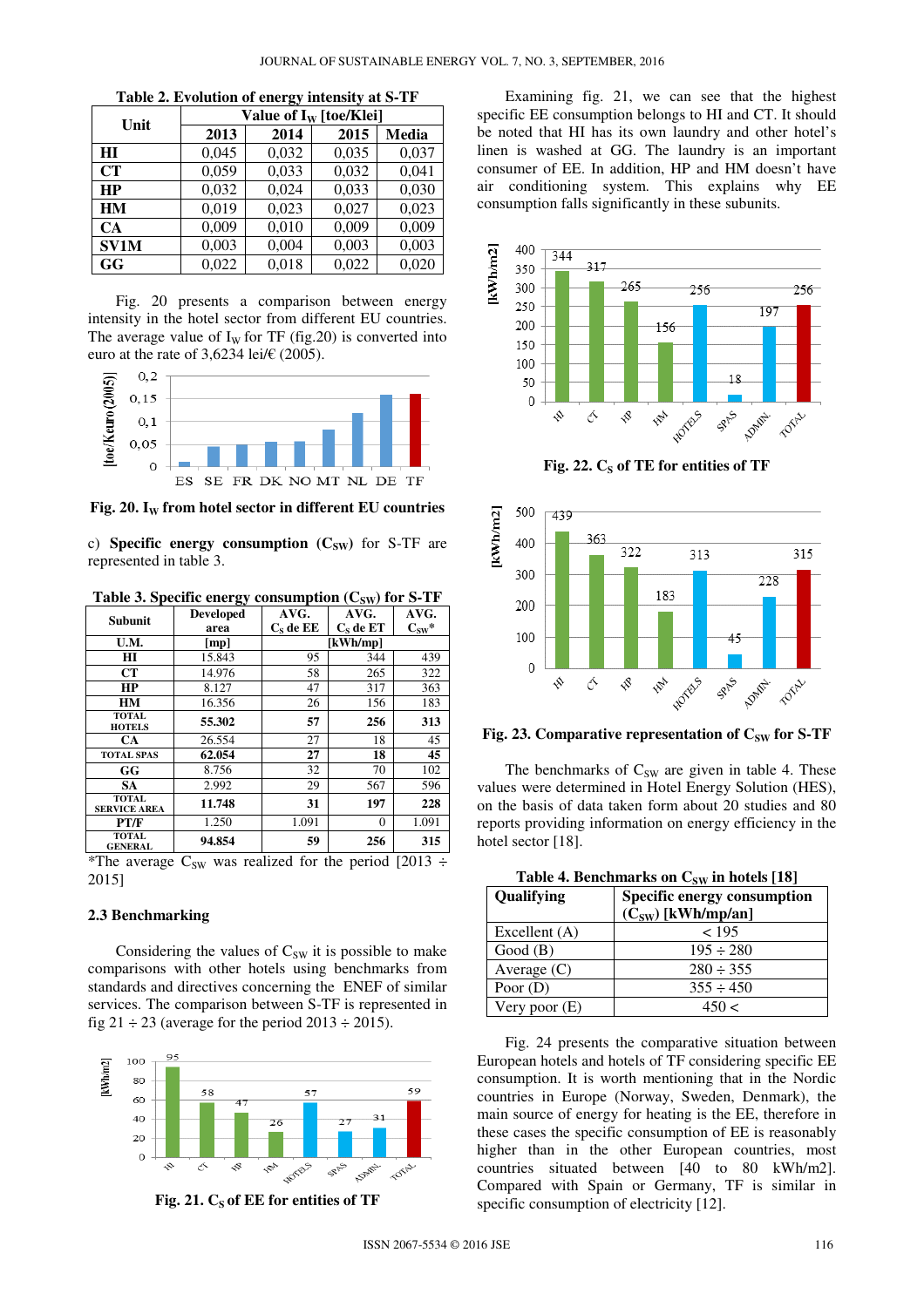**Table 2. Evolution of energy intensity at S-TF**

| Unit | Value of $I_W$ [toe/Klei] | | | |
|---|---|---|---|---|
| | 2013 | 2014 | 2015 | Media |
| HI | 0,045 | 0,032 | 0,035 | 0,037 |
| CT | 0,059 | 0,033 | 0,032 | 0,041 |
| HP | 0,032 | 0,024 | 0,033 | 0,030 |
| HM | 0,019 | 0,023 | 0,027 | 0,023 |
| CA | 0,009 | 0,010 | 0,009 | 0,009 |
| SV1M | 0,003 | 0,004 | 0,003 | 0,003 |
| GG | 0,022 | 0,018 | 0,022 | 0,020 |

Fig. 20 presents a comparison between energy intensity in the hotel sector from different EU countries. The average value of $I_W$ for TF (fig.20) is converted into euro at the rate of 3,6234 lei/€ (2005).

**Fig. 20. $I_W$ from hotel sector in different EU countries**

c) **Specific energy consumption ($C_{SW}$)** for S-TF are represented in table 3.

**Table 3. Specific energy consumption ($C_{SW}$) for S-TF**

| Subunit | Developed area | AVG. $C_S$ de EE | AVG. $C_S$ de ET | AVG. $C_{SW}$* |
|---|---|---|---|---|
| U.M. | [mp] | [kWh/mp] | | |
| HI | 15.843 | 95 | 344 | 439 |
| CT | 14.976 | 58 | 265 | 322 |
| HP | 8.127 | 47 | 317 | 363 |
| HM | 16.356 | 26 | 156 | 183 |
| **TOTAL HOTELS** | **55.302** | **57** | **256** | **313** |
| CA | 26.554 | 27 | 18 | 45 |
| **TOTAL SPAS** | **62.054** | **27** | **18** | **45** |
| GG | 8.756 | 32 | 70 | 102 |
| SA | 2.992 | 29 | 567 | 596 |
| **TOTAL SERVICE AREA** | **11.748** | **31** | **197** | **228** |
| PT/F | 1.250 | 1.091 | 0 | 1.091 |
| **TOTAL GENERAL** | **94.854** | **59** | **256** | **315** |

*The average $C_{SW}$ was realized for the period [2013 ÷ 2015]

### 2.3 Benchmarking

Considering the values of $C_{SW}$ it is possible to make comparisons with other hotels using benchmarks from standards and directives concerning the ENEF of similar services. The comparison between S-TF is represented in fig 21 ÷ 23 (average for the period 2013 ÷ 2015).

**Fig. 21. $C_S$ of EE for entities of TF**

Examining fig. 21, we can see that the highest specific EE consumption belongs to HI and CT. It should be noted that HI has its own laundry and other hotel's linen is washed at GG. The laundry is an important consumer of EE. In addition, HP and HM doesn't have air conditioning system. This explains why EE consumption falls significantly in these subunits.

**Fig. 22. $C_S$ of TE for entities of TF**

**Fig. 23. Comparative representation of $C_{SW}$ for S-TF**

The benchmarks of $C_{SW}$ are given in table 4. These values were determined in Hotel Energy Solution (HES), on the basis of data taken form about 20 studies and 80 reports providing information on energy efficiency in the hotel sector [18].

**Table 4. Benchmarks on $C_{SW}$ in hotels [18]**

| Qualifying | Specific energy consumption ($C_{SW}$) [kWh/mp/an] |
|---|---|
| Excellent (A) | < 195 |
| Good (B) | 195 ÷ 280 |
| Average (C) | 280 ÷ 355 |
| Poor (D) | 355 ÷ 450 |
| Very poor (E) | 450 < |

Fig. 24 presents the comparative situation between European hotels and hotels of TF considering specific EE consumption. It is worth mentioning that in the Nordic countries in Europe (Norway, Sweden, Denmark), the main source of energy for heating is the EE, therefore in these cases the specific consumption of EE is reasonably higher than in the other European countries, most countries situated between [40 to 80 kWh/m2]. Compared with Spain or Germany, TF is similar in specific consumption of electricity [12].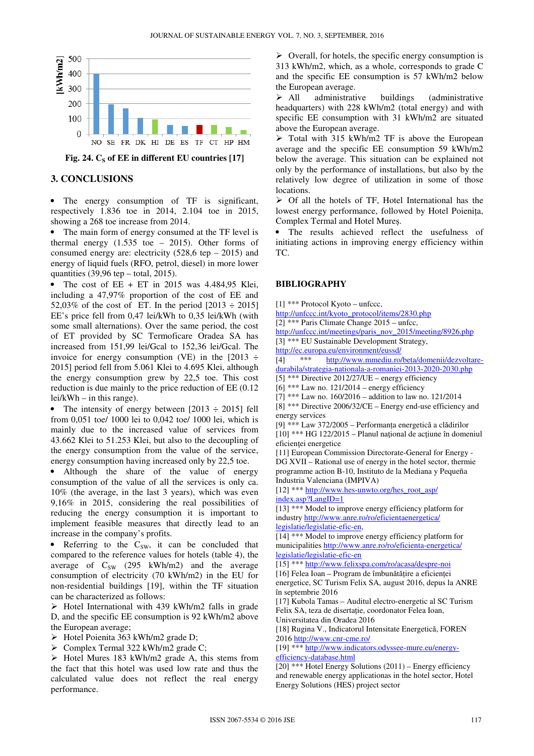[kWh/m2]
500
400
300
200
100
0
NO SE FR DK HI DE ES TF CT HP HM

**Fig. 24. $C_S$ of EE in different EU countries [17]**

## 3. CONCLUSIONS

- The energy consumption of TF is significant, respectively 1.836 toe in 2014, 2.104 toe in 2015, showing a 268 toe increase from 2014.
- The main form of energy consumed at the TF level is thermal energy (1.535 toe – 2015). Other forms of consumed energy are: electricity (528,6 tep – 2015) and energy of liquid fuels (RFO, petrol, diesel) in more lower quantities (39,96 tep – total, 2015).
- The cost of EE + ET in 2015 was 4.484,95 Klei, including a 47,97% proportion of the cost of EE and 52,03% of the cost of ET. In the period [2013 ÷ 2015] EE's price fell from 0,47 lei/kWh to 0,35 lei/kWh (with some small alternations). Over the same period, the cost of ET provided by SC Termoficare Oradea SA has increased from 151,99 lei/Gcal to 152,36 lei/Gcal. The invoice for energy consumption (VE) in the [2013 ÷ 2015] period fell from 5.061 Klei to 4.695 Klei, although the energy consumption grew by 22,5 toe. This cost reduction is due mainly to the price reduction of EE (0.12 lei/kWh – in this range).
- The intensity of energy between [2013 ÷ 2015] fell from 0,051 toe/ 1000 lei to 0,042 toe/ 1000 lei, which is mainly due to the increased value of services from 43.662 Klei to 51.253 Klei, but also to the decoupling of the energy consumption from the value of the service, energy consumption having increased only by 22,5 toe.
- Although the share of the value of energy consumption of the value of all the services is only ca. 10% (the average, in the last 3 years), which was even 9,16% in 2015, considering the real possibilities of reducing the energy consumption it is important to implement feasible measures that directly lead to an increase in the company's profits.
- Referring to the $C_{SW}$, it can be concluded that compared to the reference values for hotels (table 4), the average of $C_{SW}$ (295 kWh/m2) and the average consumption of electricity (70 kWh/m2) in the EU for non-residential buildings [19], within the TF situation can be characterized as follows:

➢ Hotel International with 439 kWh/m2 falls in grade D, and the specific EE consumption is 92 kWh/m2 above the European average;

➢ Hotel Poienita 363 kWh/m2 grade D;

➢ Complex Termal 322 kWh/m2 grade C;

➢ Hotel Mures 183 kWh/m2 grade A, this stems from the fact that this hotel was used low rate and thus the calculated value does not reflect the real energy performance.

➢ Overall, for hotels, the specific energy consumption is 313 kWh/m2, which, as a whole, corresponds to grade C and the specific EE consumption is 57 kWh/m2 below the European average.

➢ All administrative buildings (administrative headquarters) with 228 kWh/m2 (total energy) and with specific EE consumption with 31 kWh/m2 are situated above the European average.

➢ Total with 315 kWh/m2 TF is above the European average and the specific EE consumption 59 kWh/m2 below the average. This situation can be explained not only by the performance of installations, but also by the relatively low degree of utilization in some of those locations.

➢ Of all the hotels of TF, Hotel International has the lowest energy performance, followed by Hotel Poienița, Complex Termal and Hotel Mureș.

- The results achieved reflect the usefulness of initiating actions in improving energy efficiency within TC.

## BIBLIOGRAPHY

[1] *** Protocol Kyoto – unfccc, http://unfccc.int/kyoto_protocol/items/2830.php
[2] *** Paris Climate Change 2015 – unfcc, http://unfccc.int/meetings/paris_nov_2015/meeting/8926.php
[3] *** EU Sustainable Development Strategy, http://ec.europa.eu/environment/eussd/
[4] *** http://www.mmediu.ro/beta/domenii/dezvoltare-durabila/strategia-nationala-a-romaniei-2013-2020-2030.php
[5] *** Directive 2012/27/UE – energy efficiency
[6] *** Law no. 121/2014 – energy efficiency
[7] *** Law no. 160/2016 – addition to law no. 121/2014
[8] *** Directive 2006/32/CE – Energy end-use efficiency and energy services
[9] *** Law 372/2005 – Performanța energetică a clădirilor
[10] *** HG 122/2015 – Planul național de acțiune în domeniul eficienței energetice
[11] European Commission Directorate-General for Energy - DG XVII – Rational use of energy in the hotel sector, thermie programme action B-10, Instituto de la Mediana y Pequeña Industria Valenciana (IMPIVA)
[12] *** http://www.hes-unwto.org/hes_root_asp/index.asp?LangID=1
[13] *** Model to improve energy efficiency platform for industry http://www.anre.ro/ro/eficientaenergetica/legislatie/legislatie-efic-en,
[14] *** Model to improve energy efficiency platform for municipalities http://www.anre.ro/ro/eficienta-energetica/legislatie/legislatie-efic-en
[15] *** http://www.felixspa.com/ro/acasa/despre-noi
[16] Felea Ioan – Program de îmbunătățire a eficienței energetice, SC Turism Felix SA, august 2016, depus la ANRE în septembrie 2016
[17] Kubola Tamas – Auditul electro-energetic al SC Turism Felix SA, teza de disertație, coordonator Felea Ioan, Universitatea din Oradea 2016
[18] Rugina V., Indicatorul Intensitate Energetică, FOREN 2016 http://www.cnr-cme.ro/
[19] *** http://www.indicators.odyssee-mure.eu/energy-efficiency-database.html
[20] *** Hotel Energy Solutions (2011) – Energy efficiency and renewable energy applicationas in the hotel sector, Hotel Energy Solutions (HES) project sector